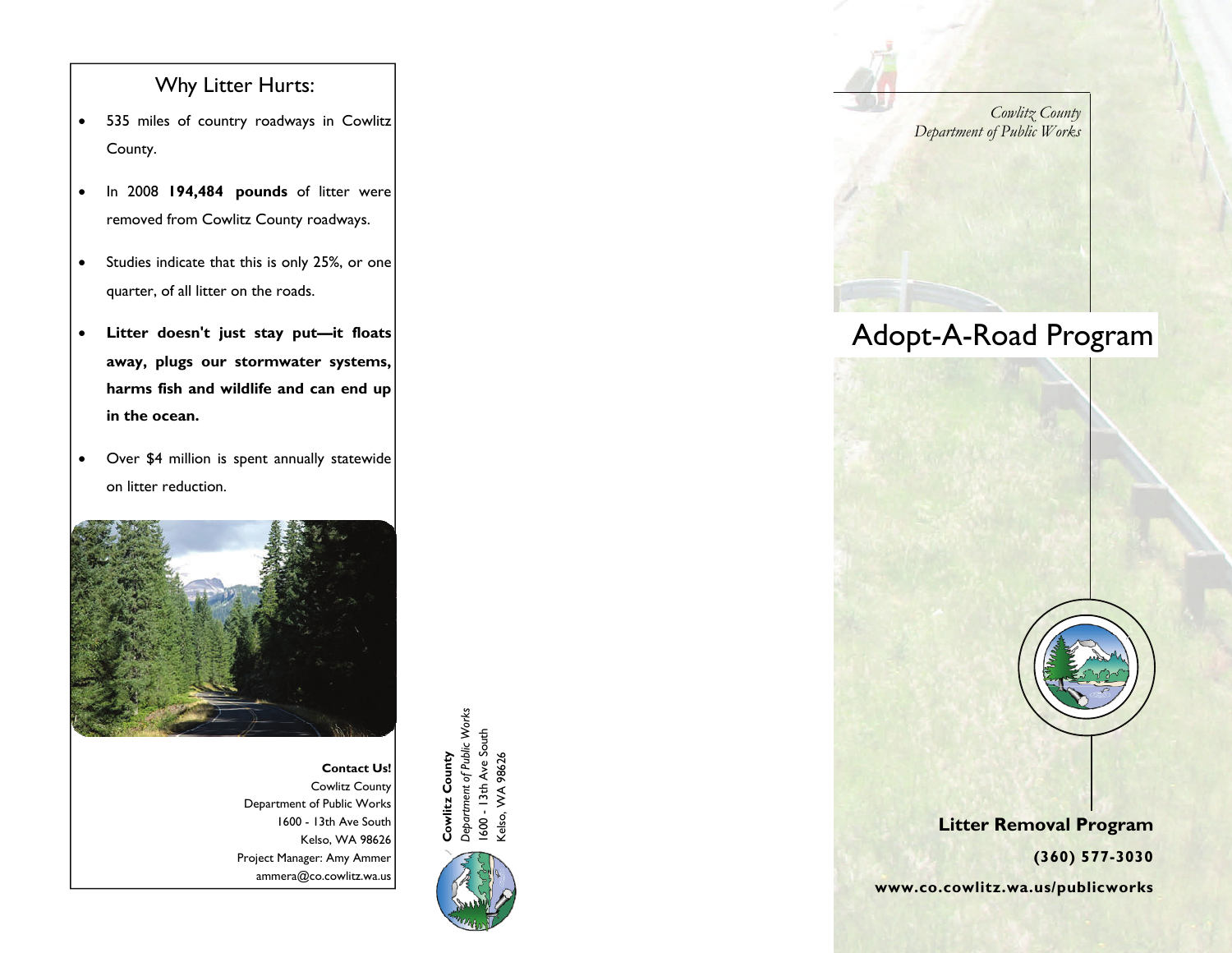## Why Litter Hurts:

- 535 miles of country roadways in Cowlitz County.
- In 2008 **194,484 pounds** of litter were removed from Cowlitz County roadways.
- Studies indicate that this is only 25%, or one quarter, of all litter on the roads.
- **Litter doesn't just stay put—it floats away, plugs our stormwater systems, harms fish and wildlife and can end up in the ocean.**
- Over $4 million is spent annually statewide on litter reduction.

**Contact Us!**
Cowlitz County
Department of Public Works
1600 - 13th Ave South
Kelso, WA 98626
Project Manager: Amy Ammer
ammera@co.cowlitz.wa.us

**Cowlitz County**
*Department of Public Works*
1600 - 13th Ave South
Kelso, WA 98626

*Cowlitz County*
*Department of Public Works*

# Adopt-A-Road Program

**Litter Removal Program**

**(360) 577-3030**

**www.co.cowlitz.wa.us/publicworks**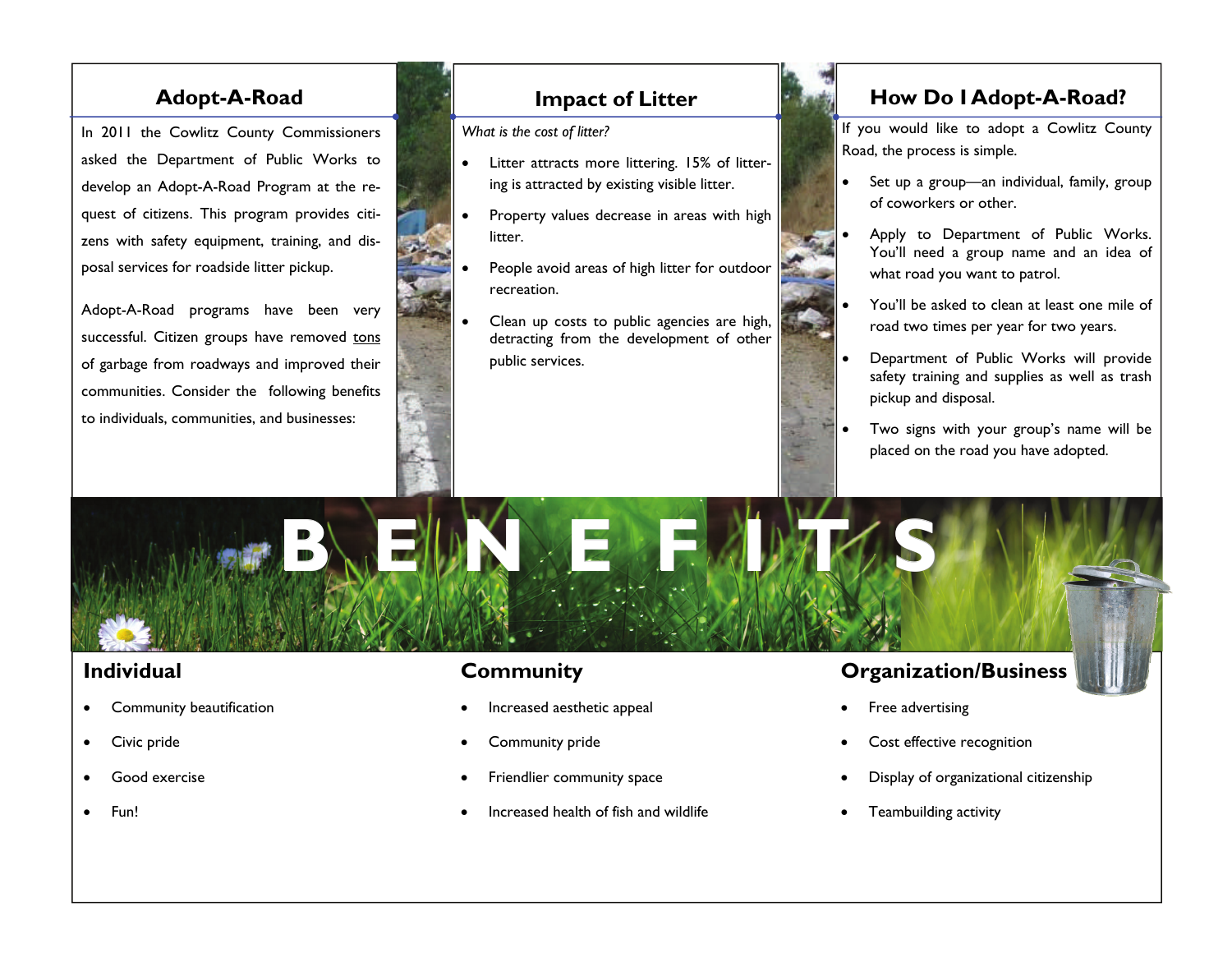## Adopt-A-Road

In 2011 the Cowlitz County Commissioners asked the Department of Public Works to develop an Adopt-A-Road Program at the request of citizens. This program provides citizens with safety equipment, training, and disposal services for roadside litter pickup.

Adopt-A-Road programs have been very successful. Citizen groups have removed tons of garbage from roadways and improved their communities. Consider the following benefits to individuals, communities, and businesses:

## Impact of Litter

*What is the cost of litter?*

- Litter attracts more littering. 15% of littering is attracted by existing visible litter.
- Property values decrease in areas with high litter.
- People avoid areas of high litter for outdoor recreation.
- Clean up costs to public agencies are high, detracting from the development of other public services.

## How Do I Adopt-A-Road?

If you would like to adopt a Cowlitz County Road, the process is simple.

- Set up a group—an individual, family, group of coworkers or other.
- Apply to Department of Public Works. You'll need a group name and an idea of what road you want to patrol.
- You'll be asked to clean at least one mile of road two times per year for two years.
- Department of Public Works will provide safety training and supplies as well as trash pickup and disposal.
- Two signs with your group's name will be placed on the road you have adopted.

# BENEFITS

### Individual

- Community beautification
- Civic pride
- Good exercise
- Fun!

### Community

- Increased aesthetic appeal
- Community pride
- Friendlier community space
- Increased health of fish and wildlife

### Organization/Business

- Free advertising
- Cost effective recognition
- Display of organizational citizenship
- Teambuilding activity